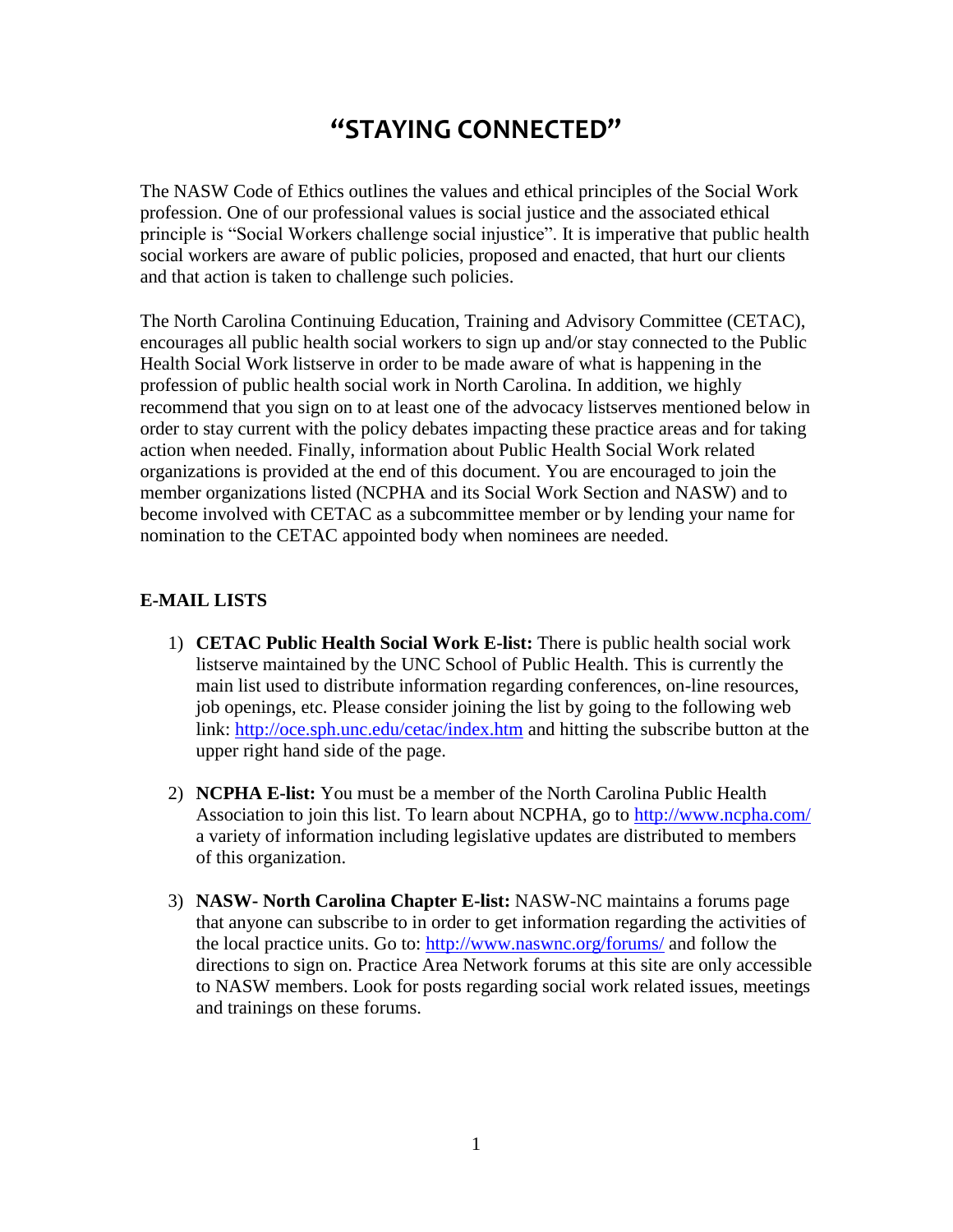# "STAYING CONNECTED"

The NASW Code of Ethics outlines the values and ethical principles of the Social Work profession. One of our professional values is social justice and the associated ethical principle is "Social Workers challenge social injustice". It is imperative that public health social workers are aware of public policies, proposed and enacted, that hurt our clients and that action is taken to challenge such policies.

The North Carolina Continuing Education, Training and Advisory Committee (CETAC), encourages all public health social workers to sign up and/or stay connected to the Public Health Social Work listserve in order to be made aware of what is happening in the profession of public health social work in North Carolina. In addition, we highly recommend that you sign on to at least one of the advocacy listserves mentioned below in order to stay current with the policy debates impacting these practice areas and for taking action when needed. Finally, information about Public Health Social Work related organizations is provided at the end of this document. You are encouraged to join the member organizations listed (NCPHA and its Social Work Section and NASW) and to become involved with CETAC as a subcommittee member or by lending your name for nomination to the CETAC appointed body when nominees are needed.

## E-MAIL LISTS

1) **CETAC Public Health Social Work E-list:** There is public health social work listserve maintained by the UNC School of Public Health. This is currently the main list used to distribute information regarding conferences, on-line resources, job openings, etc. Please consider joining the list by going to the following web link: http://oce.sph.unc.edu/cetac/index.htm and hitting the subscribe button at the upper right hand side of the page.

2) **NCPHA E-list:** You must be a member of the North Carolina Public Health Association to join this list. To learn about NCPHA, go to http://www.ncpha.com/ a variety of information including legislative updates are distributed to members of this organization.

3) **NASW- North Carolina Chapter E-list:** NASW-NC maintains a forums page that anyone can subscribe to in order to get information regarding the activities of the local practice units. Go to: http://www.naswnc.org/forums/ and follow the directions to sign on. Practice Area Network forums at this site are only accessible to NASW members. Look for posts regarding social work related issues, meetings and trainings on these forums.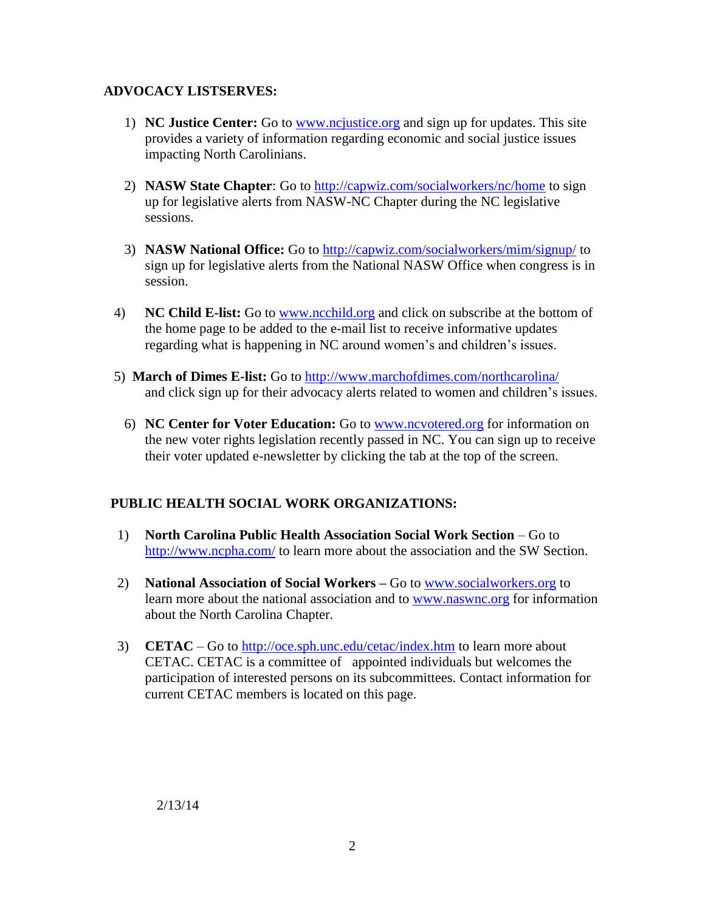## ADVOCACY LISTSERVES:

1) **NC Justice Center:** Go to www.ncjustice.org and sign up for updates. This site provides a variety of information regarding economic and social justice issues impacting North Carolinians.

2) **NASW State Chapter**: Go to http://capwiz.com/socialworkers/nc/home to sign up for legislative alerts from NASW-NC Chapter during the NC legislative sessions.

3) **NASW National Office:** Go to http://capwiz.com/socialworkers/mim/signup/ to sign up for legislative alerts from the National NASW Office when congress is in session.

4) **NC Child E-list:** Go to www.ncchild.org and click on subscribe at the bottom of the home page to be added to the e-mail list to receive informative updates regarding what is happening in NC around women's and children's issues.

5) **March of Dimes E-list:** Go to http://www.marchofdimes.com/northcarolina/ and click sign up for their advocacy alerts related to women and children's issues.

6) **NC Center for Voter Education:** Go to www.ncvotered.org for information on the new voter rights legislation recently passed in NC. You can sign up to receive their voter updated e-newsletter by clicking the tab at the top of the screen.

## PUBLIC HEALTH SOCIAL WORK ORGANIZATIONS:

1) **North Carolina Public Health Association Social Work Section** – Go to http://www.ncpha.com/ to learn more about the association and the SW Section.

2) **National Association of Social Workers –** Go to www.socialworkers.org to learn more about the national association and to www.naswnc.org for information about the North Carolina Chapter.

3) **CETAC** – Go to http://oce.sph.unc.edu/cetac/index.htm to learn more about CETAC. CETAC is a committee of appointed individuals but welcomes the participation of interested persons on its subcommittees. Contact information for current CETAC members is located on this page.

2/13/14